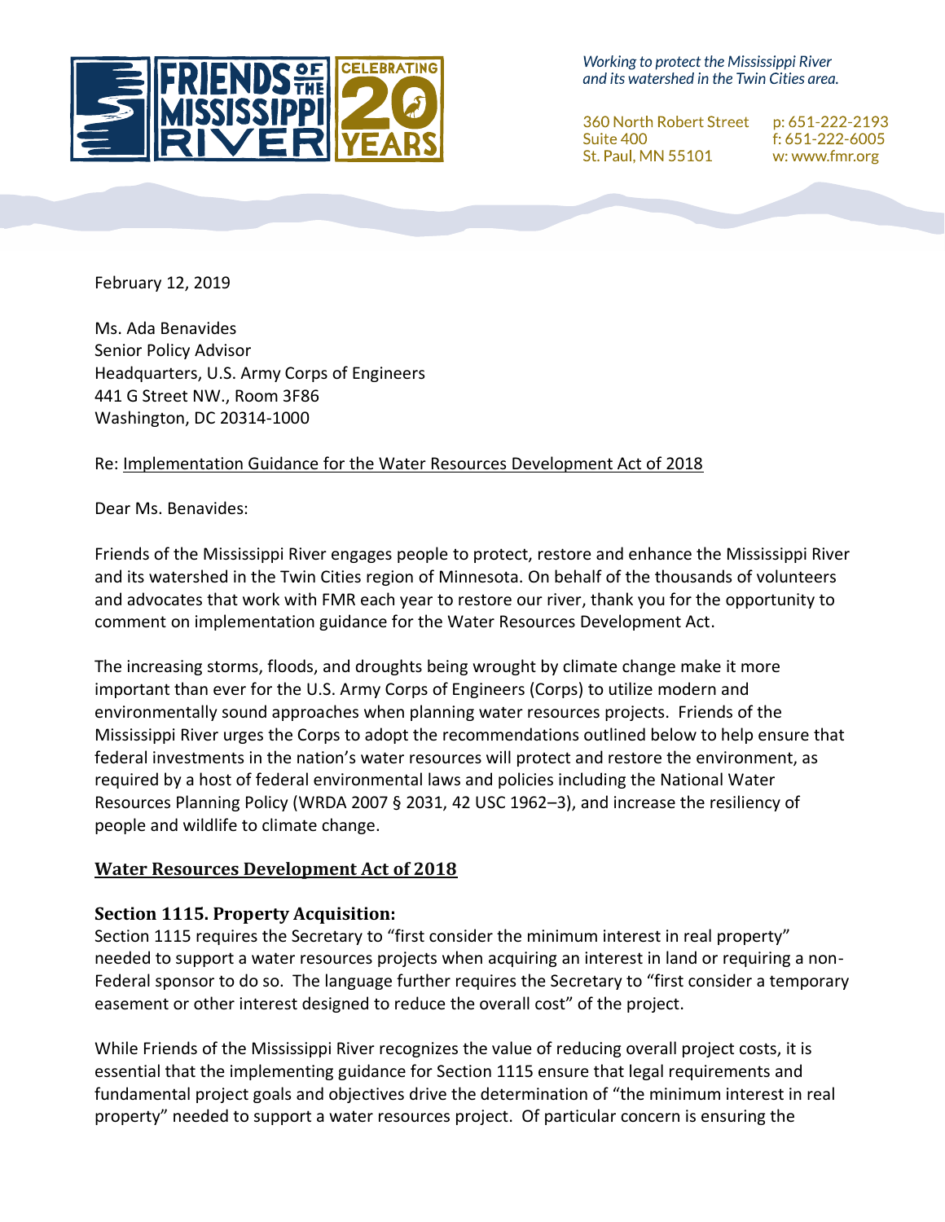FRIENDS OF THE MISSISSIPPI RIVER — CELEBRATING 20 YEARS

*Working to protect the Mississippi River and its watershed in the Twin Cities area.*

360 North Robert Street
Suite 400
St. Paul, MN 55101

p: 651-222-2193
f: 651-222-6005
w: www.fmr.org

February 12, 2019

Ms. Ada Benavides
Senior Policy Advisor
Headquarters, U.S. Army Corps of Engineers
441 G Street NW., Room 3F86
Washington, DC 20314-1000

Re: Implementation Guidance for the Water Resources Development Act of 2018

Dear Ms. Benavides:

Friends of the Mississippi River engages people to protect, restore and enhance the Mississippi River and its watershed in the Twin Cities region of Minnesota. On behalf of the thousands of volunteers and advocates that work with FMR each year to restore our river, thank you for the opportunity to comment on implementation guidance for the Water Resources Development Act.

The increasing storms, floods, and droughts being wrought by climate change make it more important than ever for the U.S. Army Corps of Engineers (Corps) to utilize modern and environmentally sound approaches when planning water resources projects. Friends of the Mississippi River urges the Corps to adopt the recommendations outlined below to help ensure that federal investments in the nation's water resources will protect and restore the environment, as required by a host of federal environmental laws and policies including the National Water Resources Planning Policy (WRDA 2007 § 2031, 42 USC 1962–3), and increase the resiliency of people and wildlife to climate change.

## Water Resources Development Act of 2018

### Section 1115. Property Acquisition:

Section 1115 requires the Secretary to "first consider the minimum interest in real property" needed to support a water resources projects when acquiring an interest in land or requiring a non-Federal sponsor to do so. The language further requires the Secretary to "first consider a temporary easement or other interest designed to reduce the overall cost" of the project.

While Friends of the Mississippi River recognizes the value of reducing overall project costs, it is essential that the implementing guidance for Section 1115 ensure that legal requirements and fundamental project goals and objectives drive the determination of "the minimum interest in real property" needed to support a water resources project. Of particular concern is ensuring the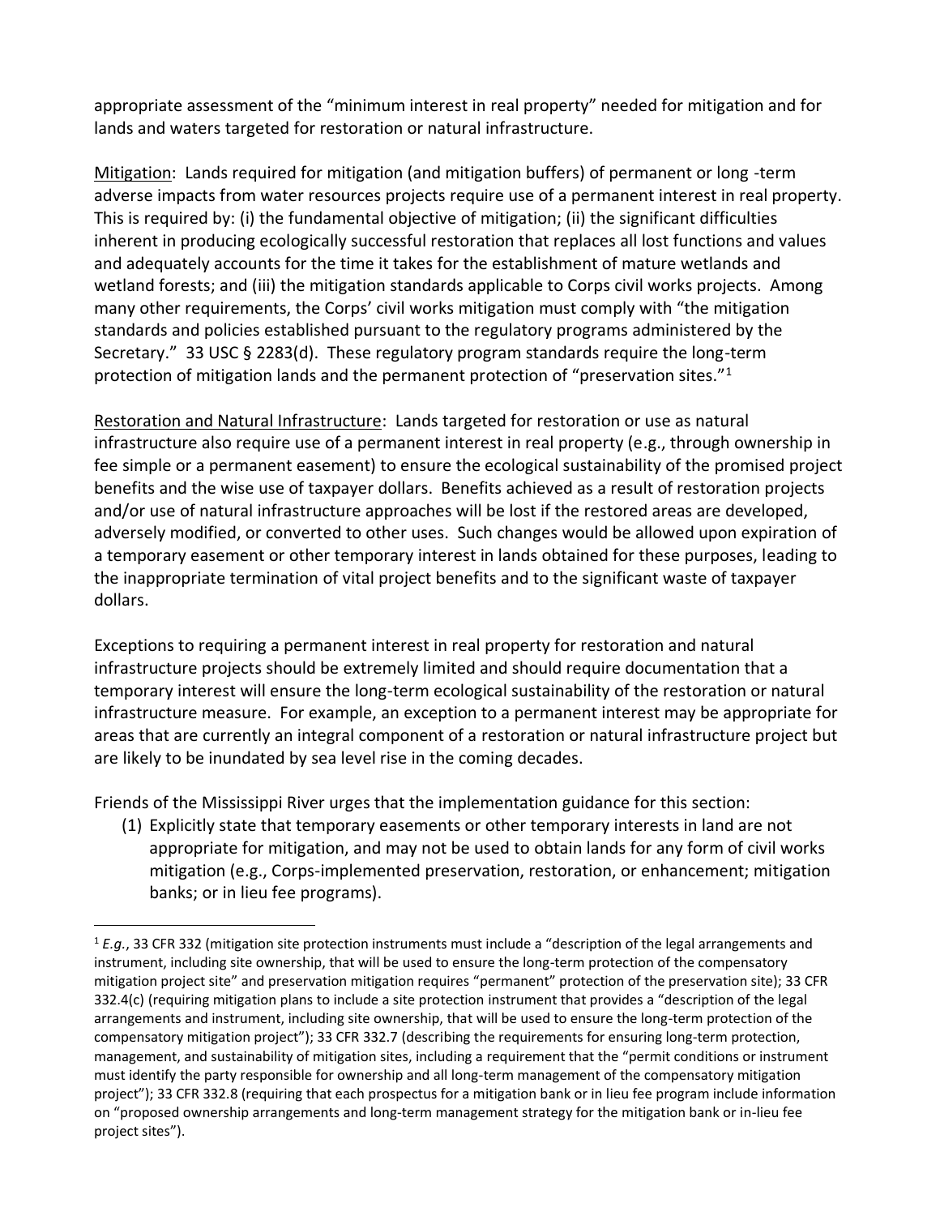appropriate assessment of the "minimum interest in real property" needed for mitigation and for lands and waters targeted for restoration or natural infrastructure.

Mitigation: Lands required for mitigation (and mitigation buffers) of permanent or long -term adverse impacts from water resources projects require use of a permanent interest in real property. This is required by: (i) the fundamental objective of mitigation; (ii) the significant difficulties inherent in producing ecologically successful restoration that replaces all lost functions and values and adequately accounts for the time it takes for the establishment of mature wetlands and wetland forests; and (iii) the mitigation standards applicable to Corps civil works projects. Among many other requirements, the Corps' civil works mitigation must comply with "the mitigation standards and policies established pursuant to the regulatory programs administered by the Secretary." 33 USC § 2283(d). These regulatory program standards require the long-term protection of mitigation lands and the permanent protection of "preservation sites."[1]

Restoration and Natural Infrastructure: Lands targeted for restoration or use as natural infrastructure also require use of a permanent interest in real property (e.g., through ownership in fee simple or a permanent easement) to ensure the ecological sustainability of the promised project benefits and the wise use of taxpayer dollars. Benefits achieved as a result of restoration projects and/or use of natural infrastructure approaches will be lost if the restored areas are developed, adversely modified, or converted to other uses. Such changes would be allowed upon expiration of a temporary easement or other temporary interest in lands obtained for these purposes, leading to the inappropriate termination of vital project benefits and to the significant waste of taxpayer dollars.

Exceptions to requiring a permanent interest in real property for restoration and natural infrastructure projects should be extremely limited and should require documentation that a temporary interest will ensure the long-term ecological sustainability of the restoration or natural infrastructure measure. For example, an exception to a permanent interest may be appropriate for areas that are currently an integral component of a restoration or natural infrastructure project but are likely to be inundated by sea level rise in the coming decades.

Friends of the Mississippi River urges that the implementation guidance for this section:

(1) Explicitly state that temporary easements or other temporary interests in land are not appropriate for mitigation, and may not be used to obtain lands for any form of civil works mitigation (e.g., Corps-implemented preservation, restoration, or enhancement; mitigation banks; or in lieu fee programs).

---

[1] *E.g.*, 33 CFR 332 (mitigation site protection instruments must include a "description of the legal arrangements and instrument, including site ownership, that will be used to ensure the long-term protection of the compensatory mitigation project site" and preservation mitigation requires "permanent" protection of the preservation site); 33 CFR 332.4(c) (requiring mitigation plans to include a site protection instrument that provides a "description of the legal arrangements and instrument, including site ownership, that will be used to ensure the long-term protection of the compensatory mitigation project"); 33 CFR 332.7 (describing the requirements for ensuring long-term protection, management, and sustainability of mitigation sites, including a requirement that the "permit conditions or instrument must identify the party responsible for ownership and all long-term management of the compensatory mitigation project"); 33 CFR 332.8 (requiring that each prospectus for a mitigation bank or in lieu fee program include information on "proposed ownership arrangements and long-term management strategy for the mitigation bank or in-lieu fee project sites").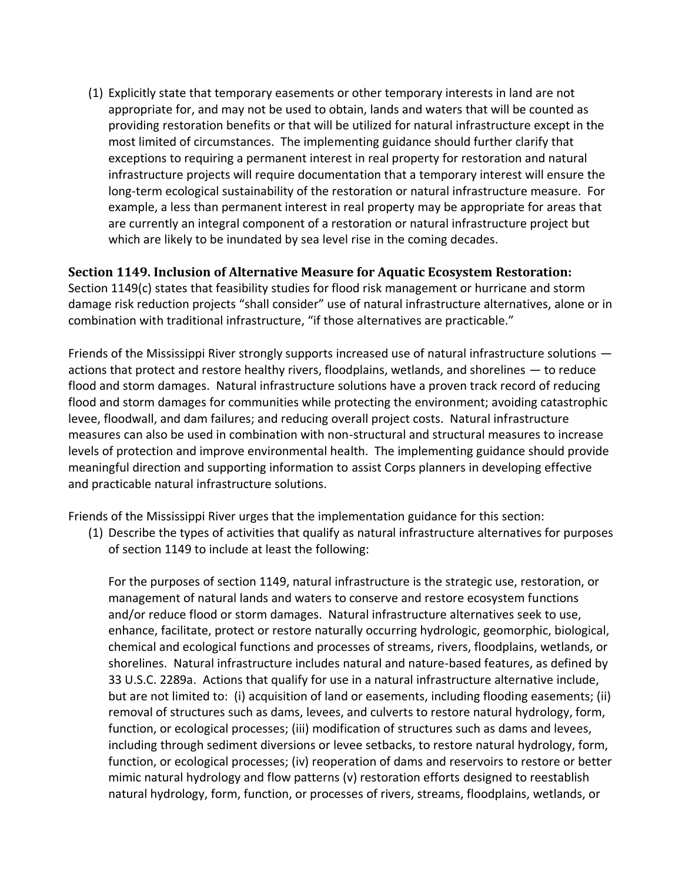(1) Explicitly state that temporary easements or other temporary interests in land are not appropriate for, and may not be used to obtain, lands and waters that will be counted as providing restoration benefits or that will be utilized for natural infrastructure except in the most limited of circumstances. The implementing guidance should further clarify that exceptions to requiring a permanent interest in real property for restoration and natural infrastructure projects will require documentation that a temporary interest will ensure the long-term ecological sustainability of the restoration or natural infrastructure measure. For example, a less than permanent interest in real property may be appropriate for areas that are currently an integral component of a restoration or natural infrastructure project but which are likely to be inundated by sea level rise in the coming decades.

### Section 1149. Inclusion of Alternative Measure for Aquatic Ecosystem Restoration:

Section 1149(c) states that feasibility studies for flood risk management or hurricane and storm damage risk reduction projects "shall consider" use of natural infrastructure alternatives, alone or in combination with traditional infrastructure, "if those alternatives are practicable."

Friends of the Mississippi River strongly supports increased use of natural infrastructure solutions — actions that protect and restore healthy rivers, floodplains, wetlands, and shorelines — to reduce flood and storm damages. Natural infrastructure solutions have a proven track record of reducing flood and storm damages for communities while protecting the environment; avoiding catastrophic levee, floodwall, and dam failures; and reducing overall project costs. Natural infrastructure measures can also be used in combination with non-structural and structural measures to increase levels of protection and improve environmental health. The implementing guidance should provide meaningful direction and supporting information to assist Corps planners in developing effective and practicable natural infrastructure solutions.

Friends of the Mississippi River urges that the implementation guidance for this section:

(1) Describe the types of activities that qualify as natural infrastructure alternatives for purposes of section 1149 to include at least the following:

   For the purposes of section 1149, natural infrastructure is the strategic use, restoration, or management of natural lands and waters to conserve and restore ecosystem functions and/or reduce flood or storm damages. Natural infrastructure alternatives seek to use, enhance, facilitate, protect or restore naturally occurring hydrologic, geomorphic, biological, chemical and ecological functions and processes of streams, rivers, floodplains, wetlands, or shorelines. Natural infrastructure includes natural and nature-based features, as defined by 33 U.S.C. 2289a. Actions that qualify for use in a natural infrastructure alternative include, but are not limited to: (i) acquisition of land or easements, including flooding easements; (ii) removal of structures such as dams, levees, and culverts to restore natural hydrology, form, function, or ecological processes; (iii) modification of structures such as dams and levees, including through sediment diversions or levee setbacks, to restore natural hydrology, form, function, or ecological processes; (iv) reoperation of dams and reservoirs to restore or better mimic natural hydrology and flow patterns (v) restoration efforts designed to reestablish natural hydrology, form, function, or processes of rivers, streams, floodplains, wetlands, or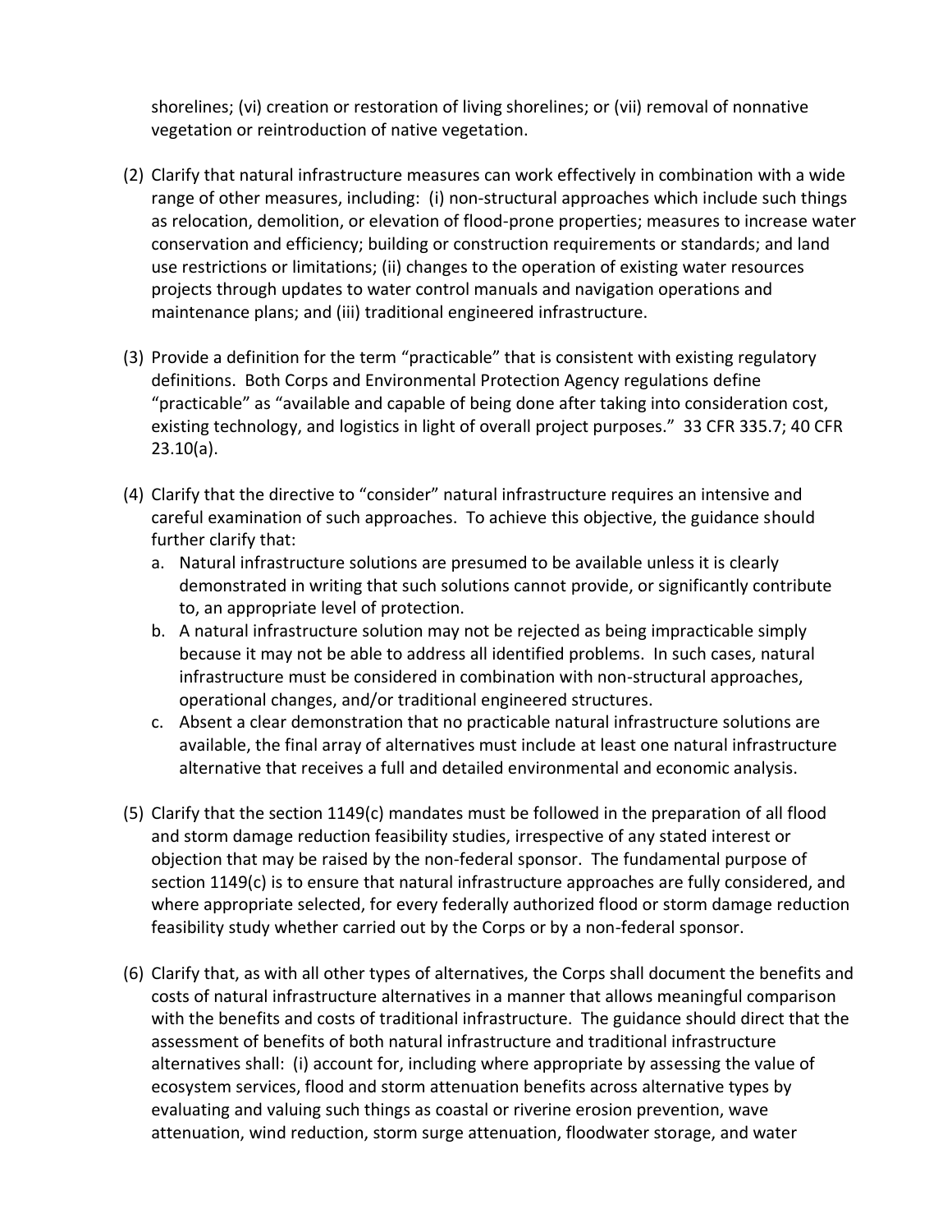shorelines; (vi) creation or restoration of living shorelines; or (vii) removal of nonnative vegetation or reintroduction of native vegetation.

(2) Clarify that natural infrastructure measures can work effectively in combination with a wide range of other measures, including: (i) non-structural approaches which include such things as relocation, demolition, or elevation of flood-prone properties; measures to increase water conservation and efficiency; building or construction requirements or standards; and land use restrictions or limitations; (ii) changes to the operation of existing water resources projects through updates to water control manuals and navigation operations and maintenance plans; and (iii) traditional engineered infrastructure.

(3) Provide a definition for the term "practicable" that is consistent with existing regulatory definitions. Both Corps and Environmental Protection Agency regulations define "practicable" as "available and capable of being done after taking into consideration cost, existing technology, and logistics in light of overall project purposes." 33 CFR 335.7; 40 CFR 23.10(a).

(4) Clarify that the directive to "consider" natural infrastructure requires an intensive and careful examination of such approaches. To achieve this objective, the guidance should further clarify that:
   a. Natural infrastructure solutions are presumed to be available unless it is clearly demonstrated in writing that such solutions cannot provide, or significantly contribute to, an appropriate level of protection.
   b. A natural infrastructure solution may not be rejected as being impracticable simply because it may not be able to address all identified problems. In such cases, natural infrastructure must be considered in combination with non-structural approaches, operational changes, and/or traditional engineered structures.
   c. Absent a clear demonstration that no practicable natural infrastructure solutions are available, the final array of alternatives must include at least one natural infrastructure alternative that receives a full and detailed environmental and economic analysis.

(5) Clarify that the section 1149(c) mandates must be followed in the preparation of all flood and storm damage reduction feasibility studies, irrespective of any stated interest or objection that may be raised by the non-federal sponsor. The fundamental purpose of section 1149(c) is to ensure that natural infrastructure approaches are fully considered, and where appropriate selected, for every federally authorized flood or storm damage reduction feasibility study whether carried out by the Corps or by a non-federal sponsor.

(6) Clarify that, as with all other types of alternatives, the Corps shall document the benefits and costs of natural infrastructure alternatives in a manner that allows meaningful comparison with the benefits and costs of traditional infrastructure. The guidance should direct that the assessment of benefits of both natural infrastructure and traditional infrastructure alternatives shall: (i) account for, including where appropriate by assessing the value of ecosystem services, flood and storm attenuation benefits across alternative types by evaluating and valuing such things as coastal or riverine erosion prevention, wave attenuation, wind reduction, storm surge attenuation, floodwater storage, and water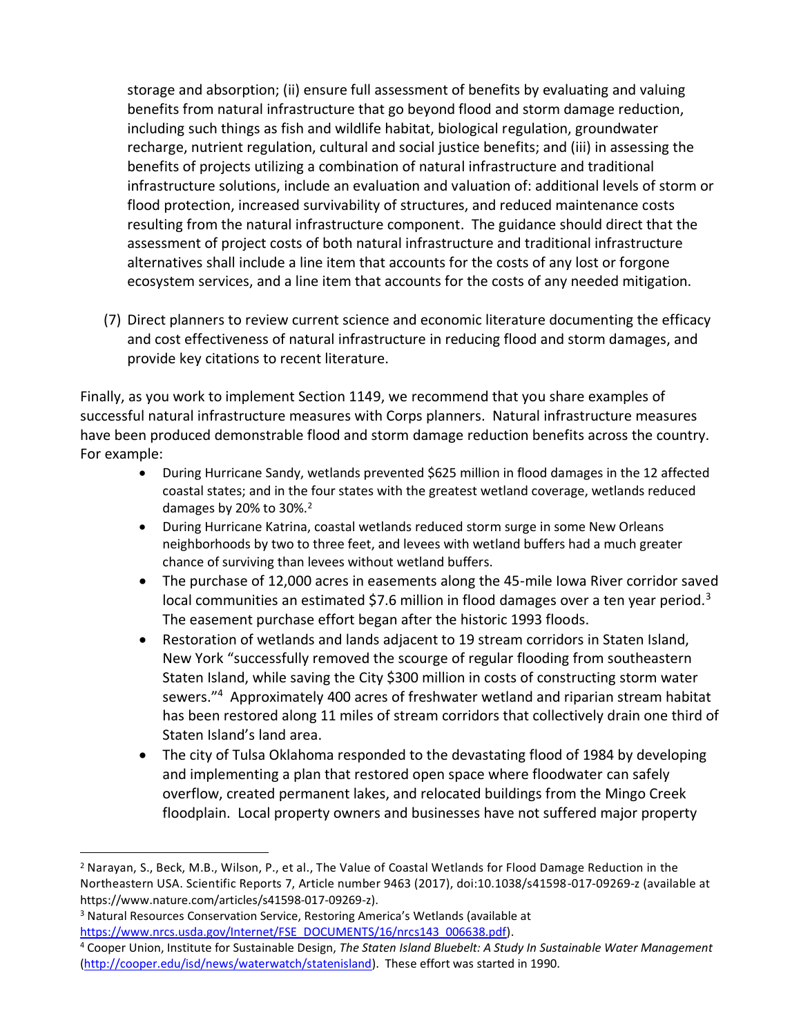storage and absorption; (ii) ensure full assessment of benefits by evaluating and valuing benefits from natural infrastructure that go beyond flood and storm damage reduction, including such things as fish and wildlife habitat, biological regulation, groundwater recharge, nutrient regulation, cultural and social justice benefits; and (iii) in assessing the benefits of projects utilizing a combination of natural infrastructure and traditional infrastructure solutions, include an evaluation and valuation of: additional levels of storm or flood protection, increased survivability of structures, and reduced maintenance costs resulting from the natural infrastructure component. The guidance should direct that the assessment of project costs of both natural infrastructure and traditional infrastructure alternatives shall include a line item that accounts for the costs of any lost or forgone ecosystem services, and a line item that accounts for the costs of any needed mitigation.

(7) Direct planners to review current science and economic literature documenting the efficacy and cost effectiveness of natural infrastructure in reducing flood and storm damages, and provide key citations to recent literature.

Finally, as you work to implement Section 1149, we recommend that you share examples of successful natural infrastructure measures with Corps planners. Natural infrastructure measures have been produced demonstrable flood and storm damage reduction benefits across the country. For example:

- During Hurricane Sandy, wetlands prevented $625 million in flood damages in the 12 affected coastal states; and in the four states with the greatest wetland coverage, wetlands reduced damages by 20% to 30%.[2]
- During Hurricane Katrina, coastal wetlands reduced storm surge in some New Orleans neighborhoods by two to three feet, and levees with wetland buffers had a much greater chance of surviving than levees without wetland buffers.
- The purchase of 12,000 acres in easements along the 45-mile Iowa River corridor saved local communities an estimated $7.6 million in flood damages over a ten year period.[3] The easement purchase effort began after the historic 1993 floods.
- Restoration of wetlands and lands adjacent to 19 stream corridors in Staten Island, New York "successfully removed the scourge of regular flooding from southeastern Staten Island, while saving the City $300 million in costs of constructing storm water sewers."[4] Approximately 400 acres of freshwater wetland and riparian stream habitat has been restored along 11 miles of stream corridors that collectively drain one third of Staten Island's land area.
- The city of Tulsa Oklahoma responded to the devastating flood of 1984 by developing and implementing a plan that restored open space where floodwater can safely overflow, created permanent lakes, and relocated buildings from the Mingo Creek floodplain. Local property owners and businesses have not suffered major property

---

[2] Narayan, S., Beck, M.B., Wilson, P., et al., The Value of Coastal Wetlands for Flood Damage Reduction in the Northeastern USA. Scientific Reports 7, Article number 9463 (2017), doi:10.1038/s41598-017-09269-z (available at https://www.nature.com/articles/s41598-017-09269-z).

[3] Natural Resources Conservation Service, Restoring America's Wetlands (available at https://www.nrcs.usda.gov/Internet/FSE_DOCUMENTS/16/nrcs143_006638.pdf).

[4] Cooper Union, Institute for Sustainable Design, *The Staten Island Bluebelt: A Study In Sustainable Water Management* (http://cooper.edu/isd/news/waterwatch/statenisland). These effort was started in 1990.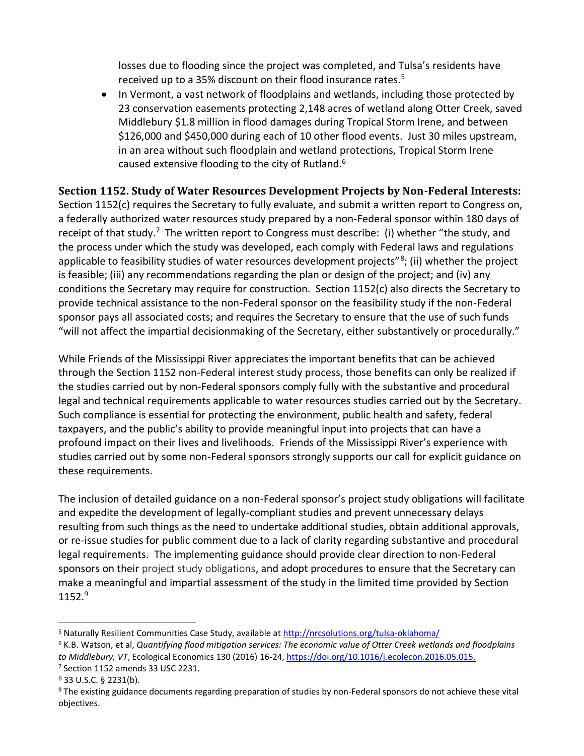losses due to flooding since the project was completed, and Tulsa's residents have received up to a 35% discount on their flood insurance rates.[5]

- In Vermont, a vast network of floodplains and wetlands, including those protected by 23 conservation easements protecting 2,148 acres of wetland along Otter Creek, saved Middlebury $1.8 million in flood damages during Tropical Storm Irene, and between $126,000 and $450,000 during each of 10 other flood events. Just 30 miles upstream, in an area without such floodplain and wetland protections, Tropical Storm Irene caused extensive flooding to the city of Rutland.[6]

**Section 1152. Study of Water Resources Development Projects by Non-Federal Interests:** Section 1152(c) requires the Secretary to fully evaluate, and submit a written report to Congress on, a federally authorized water resources study prepared by a non-Federal sponsor within 180 days of receipt of that study.[7] The written report to Congress must describe: (i) whether "the study, and the process under which the study was developed, each comply with Federal laws and regulations applicable to feasibility studies of water resources development projects"[8]; (ii) whether the project is feasible; (iii) any recommendations regarding the plan or design of the project; and (iv) any conditions the Secretary may require for construction. Section 1152(c) also directs the Secretary to provide technical assistance to the non-Federal sponsor on the feasibility study if the non-Federal sponsor pays all associated costs; and requires the Secretary to ensure that the use of such funds "will not affect the impartial decisionmaking of the Secretary, either substantively or procedurally."

While Friends of the Mississippi River appreciates the important benefits that can be achieved through the Section 1152 non-Federal interest study process, those benefits can only be realized if the studies carried out by non-Federal sponsors comply fully with the substantive and procedural legal and technical requirements applicable to water resources studies carried out by the Secretary. Such compliance is essential for protecting the environment, public health and safety, federal taxpayers, and the public's ability to provide meaningful input into projects that can have a profound impact on their lives and livelihoods. Friends of the Mississippi River's experience with studies carried out by some non-Federal sponsors strongly supports our call for explicit guidance on these requirements.

The inclusion of detailed guidance on a non-Federal sponsor's project study obligations will facilitate and expedite the development of legally-compliant studies and prevent unnecessary delays resulting from such things as the need to undertake additional studies, obtain additional approvals, or re-issue studies for public comment due to a lack of clarity regarding substantive and procedural legal requirements. The implementing guidance should provide clear direction to non-Federal sponsors on their project study obligations, and adopt procedures to ensure that the Secretary can make a meaningful and impartial assessment of the study in the limited time provided by Section 1152.[9]

---

[5] Naturally Resilient Communities Case Study, available at http://nrcsolutions.org/tulsa-oklahoma/

[6] K.B. Watson, et al, *Quantifying flood mitigation services: The economic value of Otter Creek wetlands and floodplains to Middlebury, VT*, Ecological Economics 130 (2016) 16-24, https://doi.org/10.1016/j.ecolecon.2016.05.015.

[7] Section 1152 amends 33 USC 2231.

[8] 33 U.S.C. § 2231(b).

[9] The existing guidance documents regarding preparation of studies by non-Federal sponsors do not achieve these vital objectives.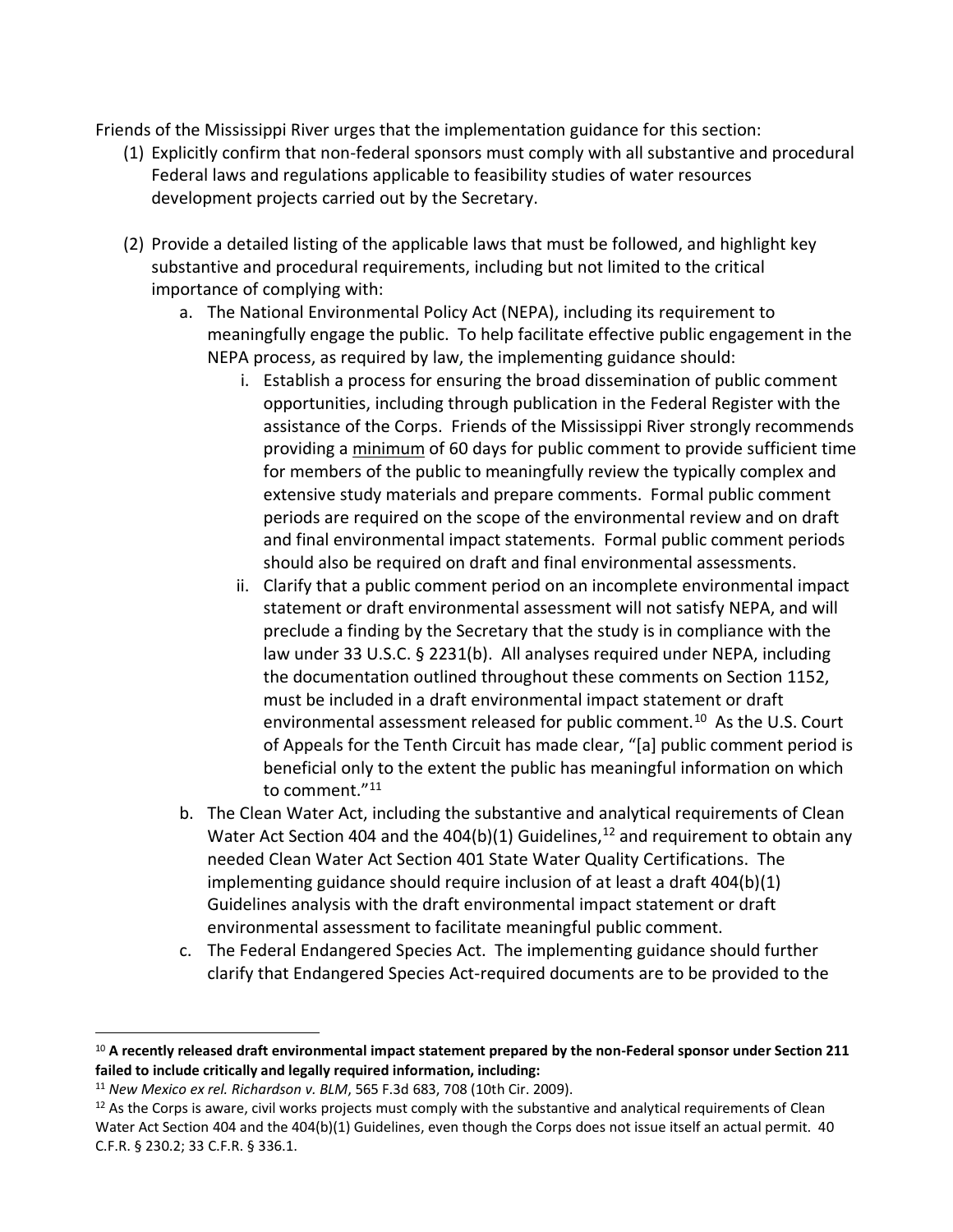Friends of the Mississippi River urges that the implementation guidance for this section:

(1) Explicitly confirm that non-federal sponsors must comply with all substantive and procedural Federal laws and regulations applicable to feasibility studies of water resources development projects carried out by the Secretary.

(2) Provide a detailed listing of the applicable laws that must be followed, and highlight key substantive and procedural requirements, including but not limited to the critical importance of complying with:

   a. The National Environmental Policy Act (NEPA), including its requirement to meaningfully engage the public. To help facilitate effective public engagement in the NEPA process, as required by law, the implementing guidance should:

      i. Establish a process for ensuring the broad dissemination of public comment opportunities, including through publication in the Federal Register with the assistance of the Corps. Friends of the Mississippi River strongly recommends providing a <u>minimum</u> of 60 days for public comment to provide sufficient time for members of the public to meaningfully review the typically complex and extensive study materials and prepare comments. Formal public comment periods are required on the scope of the environmental review and on draft and final environmental impact statements. Formal public comment periods should also be required on draft and final environmental assessments.

      ii. Clarify that a public comment period on an incomplete environmental impact statement or draft environmental assessment will not satisfy NEPA, and will preclude a finding by the Secretary that the study is in compliance with the law under 33 U.S.C. § 2231(b). All analyses required under NEPA, including the documentation outlined throughout these comments on Section 1152, must be included in a draft environmental impact statement or draft environmental assessment released for public comment.[10] As the U.S. Court of Appeals for the Tenth Circuit has made clear, "[a] public comment period is beneficial only to the extent the public has meaningful information on which to comment."[11]

   b. The Clean Water Act, including the substantive and analytical requirements of Clean Water Act Section 404 and the 404(b)(1) Guidelines,[12] and requirement to obtain any needed Clean Water Act Section 401 State Water Quality Certifications. The implementing guidance should require inclusion of at least a draft 404(b)(1) Guidelines analysis with the draft environmental impact statement or draft environmental assessment to facilitate meaningful public comment.

   c. The Federal Endangered Species Act. The implementing guidance should further clarify that Endangered Species Act-required documents are to be provided to the

---

[10] **A recently released draft environmental impact statement prepared by the non-Federal sponsor under Section 211 failed to include critically and legally required information, including:**

[11] *New Mexico ex rel. Richardson v. BLM*, 565 F.3d 683, 708 (10th Cir. 2009).

[12] As the Corps is aware, civil works projects must comply with the substantive and analytical requirements of Clean Water Act Section 404 and the 404(b)(1) Guidelines, even though the Corps does not issue itself an actual permit. 40 C.F.R. § 230.2; 33 C.F.R. § 336.1.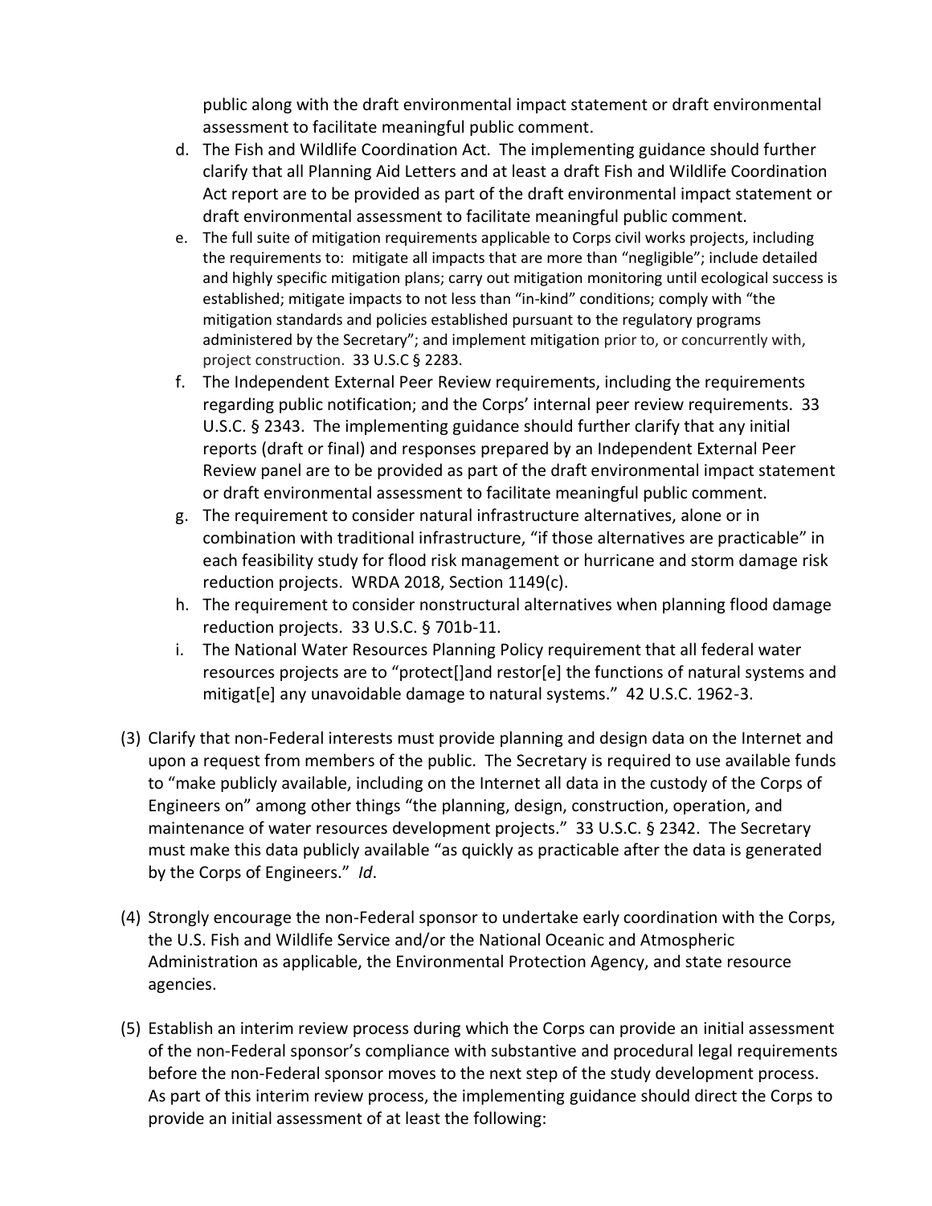public along with the draft environmental impact statement or draft environmental assessment to facilitate meaningful public comment.

d. The Fish and Wildlife Coordination Act. The implementing guidance should further clarify that all Planning Aid Letters and at least a draft Fish and Wildlife Coordination Act report are to be provided as part of the draft environmental impact statement or draft environmental assessment to facilitate meaningful public comment.
e. The full suite of mitigation requirements applicable to Corps civil works projects, including the requirements to: mitigate all impacts that are more than "negligible"; include detailed and highly specific mitigation plans; carry out mitigation monitoring until ecological success is established; mitigate impacts to not less than "in-kind" conditions; comply with "the mitigation standards and policies established pursuant to the regulatory programs administered by the Secretary"; and implement mitigation prior to, or concurrently with, project construction. 33 U.S.C § 2283.
f. The Independent External Peer Review requirements, including the requirements regarding public notification; and the Corps' internal peer review requirements. 33 U.S.C. § 2343. The implementing guidance should further clarify that any initial reports (draft or final) and responses prepared by an Independent External Peer Review panel are to be provided as part of the draft environmental impact statement or draft environmental assessment to facilitate meaningful public comment.
g. The requirement to consider natural infrastructure alternatives, alone or in combination with traditional infrastructure, "if those alternatives are practicable" in each feasibility study for flood risk management or hurricane and storm damage risk reduction projects. WRDA 2018, Section 1149(c).
h. The requirement to consider nonstructural alternatives when planning flood damage reduction projects. 33 U.S.C. § 701b-11.
i. The National Water Resources Planning Policy requirement that all federal water resources projects are to "protect[]and restor[e] the functions of natural systems and mitigat[e] any unavoidable damage to natural systems." 42 U.S.C. 1962-3.

(3) Clarify that non-Federal interests must provide planning and design data on the Internet and upon a request from members of the public. The Secretary is required to use available funds to "make publicly available, including on the Internet all data in the custody of the Corps of Engineers on" among other things "the planning, design, construction, operation, and maintenance of water resources development projects." 33 U.S.C. § 2342. The Secretary must make this data publicly available "as quickly as practicable after the data is generated by the Corps of Engineers." *Id*.

(4) Strongly encourage the non-Federal sponsor to undertake early coordination with the Corps, the U.S. Fish and Wildlife Service and/or the National Oceanic and Atmospheric Administration as applicable, the Environmental Protection Agency, and state resource agencies.

(5) Establish an interim review process during which the Corps can provide an initial assessment of the non-Federal sponsor's compliance with substantive and procedural legal requirements before the non-Federal sponsor moves to the next step of the study development process. As part of this interim review process, the implementing guidance should direct the Corps to provide an initial assessment of at least the following: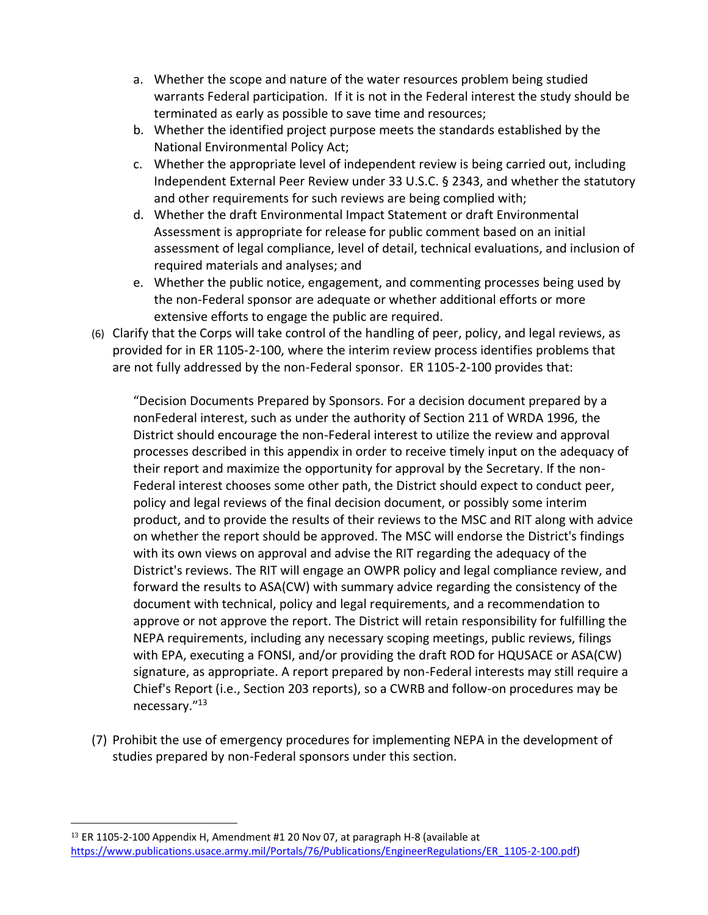a. Whether the scope and nature of the water resources problem being studied warrants Federal participation. If it is not in the Federal interest the study should be terminated as early as possible to save time and resources;
b. Whether the identified project purpose meets the standards established by the National Environmental Policy Act;
c. Whether the appropriate level of independent review is being carried out, including Independent External Peer Review under 33 U.S.C. § 2343, and whether the statutory and other requirements for such reviews are being complied with;
d. Whether the draft Environmental Impact Statement or draft Environmental Assessment is appropriate for release for public comment based on an initial assessment of legal compliance, level of detail, technical evaluations, and inclusion of required materials and analyses; and
e. Whether the public notice, engagement, and commenting processes being used by the non-Federal sponsor are adequate or whether additional efforts or more extensive efforts to engage the public are required.

(6) Clarify that the Corps will take control of the handling of peer, policy, and legal reviews, as provided for in ER 1105-2-100, where the interim review process identifies problems that are not fully addressed by the non-Federal sponsor. ER 1105-2-100 provides that:

> "Decision Documents Prepared by Sponsors. For a decision document prepared by a nonFederal interest, such as under the authority of Section 211 of WRDA 1996, the District should encourage the non-Federal interest to utilize the review and approval processes described in this appendix in order to receive timely input on the adequacy of their report and maximize the opportunity for approval by the Secretary. If the non-Federal interest chooses some other path, the District should expect to conduct peer, policy and legal reviews of the final decision document, or possibly some interim product, and to provide the results of their reviews to the MSC and RIT along with advice on whether the report should be approved. The MSC will endorse the District's findings with its own views on approval and advise the RIT regarding the adequacy of the District's reviews. The RIT will engage an OWPR policy and legal compliance review, and forward the results to ASA(CW) with summary advice regarding the consistency of the document with technical, policy and legal requirements, and a recommendation to approve or not approve the report. The District will retain responsibility for fulfilling the NEPA requirements, including any necessary scoping meetings, public reviews, filings with EPA, executing a FONSI, and/or providing the draft ROD for HQUSACE or ASA(CW) signature, as appropriate. A report prepared by non-Federal interests may still require a Chief's Report (i.e., Section 203 reports), so a CWRB and follow-on procedures may be necessary."[13]

(7) Prohibit the use of emergency procedures for implementing NEPA in the development of studies prepared by non-Federal sponsors under this section.

---

[13] ER 1105-2-100 Appendix H, Amendment #1 20 Nov 07, at paragraph H-8 (available at https://www.publications.usace.army.mil/Portals/76/Publications/EngineerRegulations/ER_1105-2-100.pdf)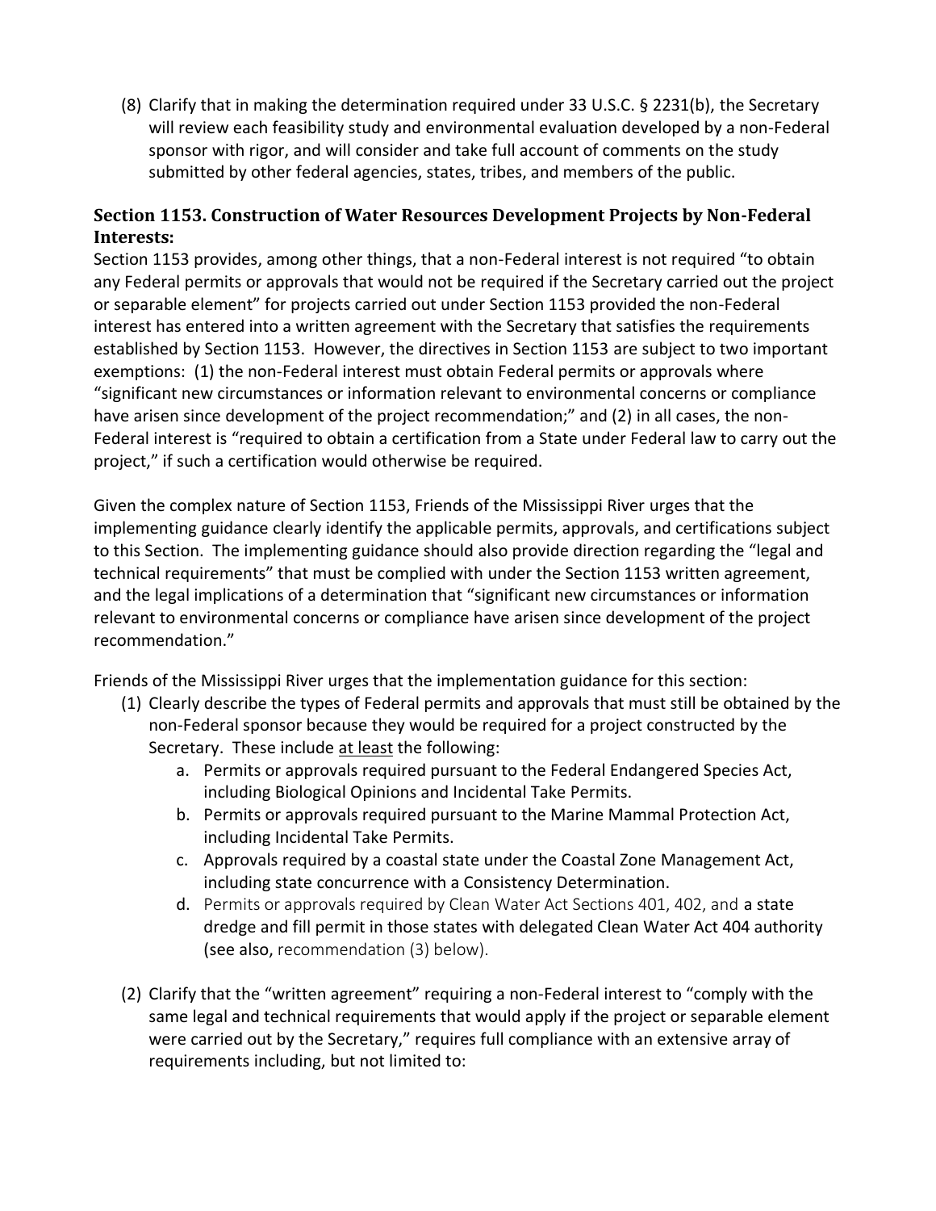(8) Clarify that in making the determination required under 33 U.S.C. § 2231(b), the Secretary will review each feasibility study and environmental evaluation developed by a non-Federal sponsor with rigor, and will consider and take full account of comments on the study submitted by other federal agencies, states, tribes, and members of the public.

### Section 1153. Construction of Water Resources Development Projects by Non-Federal Interests:

Section 1153 provides, among other things, that a non-Federal interest is not required "to obtain any Federal permits or approvals that would not be required if the Secretary carried out the project or separable element" for projects carried out under Section 1153 provided the non-Federal interest has entered into a written agreement with the Secretary that satisfies the requirements established by Section 1153. However, the directives in Section 1153 are subject to two important exemptions: (1) the non-Federal interest must obtain Federal permits or approvals where "significant new circumstances or information relevant to environmental concerns or compliance have arisen since development of the project recommendation;" and (2) in all cases, the non-Federal interest is "required to obtain a certification from a State under Federal law to carry out the project," if such a certification would otherwise be required.

Given the complex nature of Section 1153, Friends of the Mississippi River urges that the implementing guidance clearly identify the applicable permits, approvals, and certifications subject to this Section. The implementing guidance should also provide direction regarding the "legal and technical requirements" that must be complied with under the Section 1153 written agreement, and the legal implications of a determination that "significant new circumstances or information relevant to environmental concerns or compliance have arisen since development of the project recommendation."

Friends of the Mississippi River urges that the implementation guidance for this section:

(1) Clearly describe the types of Federal permits and approvals that must still be obtained by the non-Federal sponsor because they would be required for a project constructed by the Secretary. These include <u>at least</u> the following:
   a. Permits or approvals required pursuant to the Federal Endangered Species Act, including Biological Opinions and Incidental Take Permits.
   b. Permits or approvals required pursuant to the Marine Mammal Protection Act, including Incidental Take Permits.
   c. Approvals required by a coastal state under the Coastal Zone Management Act, including state concurrence with a Consistency Determination.
   d. Permits or approvals required by Clean Water Act Sections 401, 402, and a state dredge and fill permit in those states with delegated Clean Water Act 404 authority (see also, recommendation (3) below).

(2) Clarify that the "written agreement" requiring a non-Federal interest to "comply with the same legal and technical requirements that would apply if the project or separable element were carried out by the Secretary," requires full compliance with an extensive array of requirements including, but not limited to: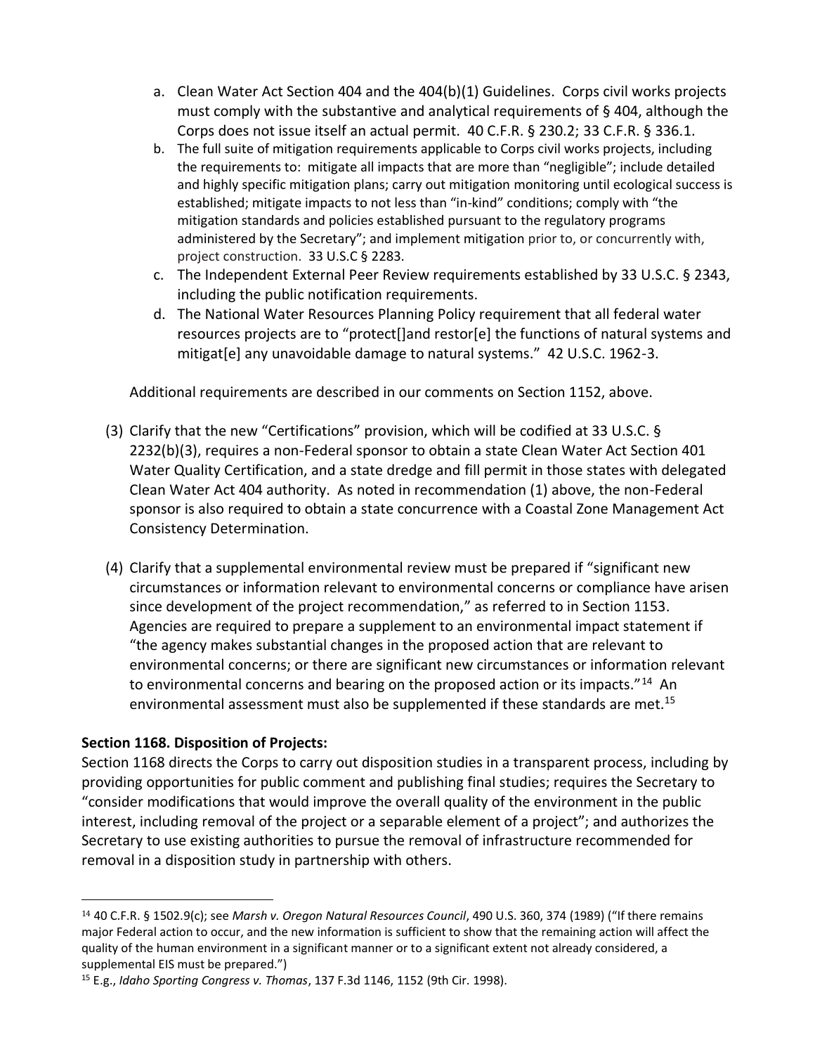a. Clean Water Act Section 404 and the 404(b)(1) Guidelines. Corps civil works projects must comply with the substantive and analytical requirements of § 404, although the Corps does not issue itself an actual permit. 40 C.F.R. § 230.2; 33 C.F.R. § 336.1.
b. The full suite of mitigation requirements applicable to Corps civil works projects, including the requirements to: mitigate all impacts that are more than "negligible"; include detailed and highly specific mitigation plans; carry out mitigation monitoring until ecological success is established; mitigate impacts to not less than "in-kind" conditions; comply with "the mitigation standards and policies established pursuant to the regulatory programs administered by the Secretary"; and implement mitigation prior to, or concurrently with, project construction. 33 U.S.C § 2283.
c. The Independent External Peer Review requirements established by 33 U.S.C. § 2343, including the public notification requirements.
d. The National Water Resources Planning Policy requirement that all federal water resources projects are to "protect[]and restor[e] the functions of natural systems and mitigat[e] any unavoidable damage to natural systems." 42 U.S.C. 1962-3.

Additional requirements are described in our comments on Section 1152, above.

(3) Clarify that the new "Certifications" provision, which will be codified at 33 U.S.C. § 2232(b)(3), requires a non-Federal sponsor to obtain a state Clean Water Act Section 401 Water Quality Certification, and a state dredge and fill permit in those states with delegated Clean Water Act 404 authority. As noted in recommendation (1) above, the non-Federal sponsor is also required to obtain a state concurrence with a Coastal Zone Management Act Consistency Determination.

(4) Clarify that a supplemental environmental review must be prepared if "significant new circumstances or information relevant to environmental concerns or compliance have arisen since development of the project recommendation," as referred to in Section 1153. Agencies are required to prepare a supplement to an environmental impact statement if "the agency makes substantial changes in the proposed action that are relevant to environmental concerns; or there are significant new circumstances or information relevant to environmental concerns and bearing on the proposed action or its impacts."[14] An environmental assessment must also be supplemented if these standards are met.[15]

**Section 1168. Disposition of Projects:**

Section 1168 directs the Corps to carry out disposition studies in a transparent process, including by providing opportunities for public comment and publishing final studies; requires the Secretary to "consider modifications that would improve the overall quality of the environment in the public interest, including removal of the project or a separable element of a project"; and authorizes the Secretary to use existing authorities to pursue the removal of infrastructure recommended for removal in a disposition study in partnership with others.

---

[14] 40 C.F.R. § 1502.9(c); see *Marsh v. Oregon Natural Resources Council*, 490 U.S. 360, 374 (1989) ("If there remains major Federal action to occur, and the new information is sufficient to show that the remaining action will affect the quality of the human environment in a significant manner or to a significant extent not already considered, a supplemental EIS must be prepared.")

[15] E.g., *Idaho Sporting Congress v. Thomas*, 137 F.3d 1146, 1152 (9th Cir. 1998).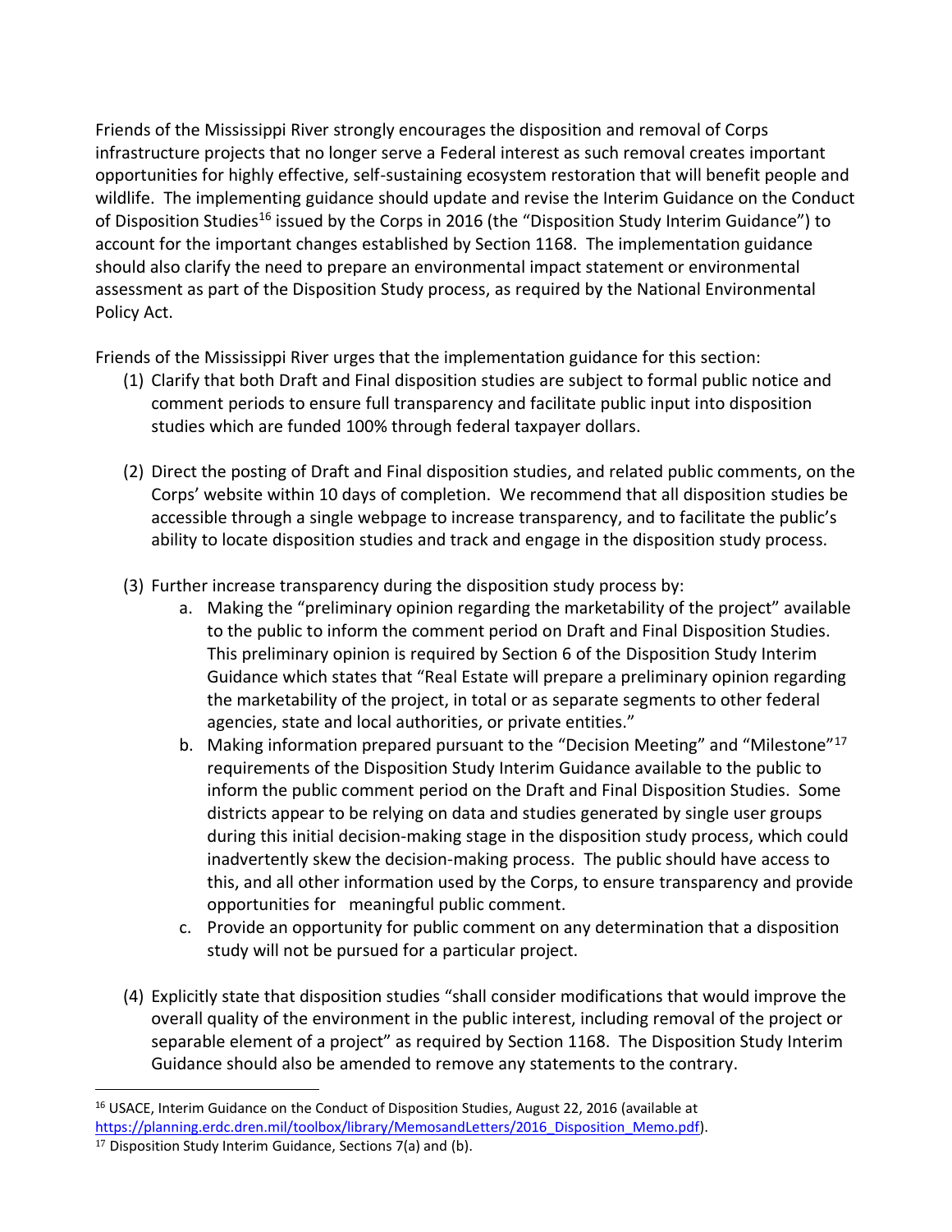Friends of the Mississippi River strongly encourages the disposition and removal of Corps infrastructure projects that no longer serve a Federal interest as such removal creates important opportunities for highly effective, self-sustaining ecosystem restoration that will benefit people and wildlife. The implementing guidance should update and revise the Interim Guidance on the Conduct of Disposition Studies[16] issued by the Corps in 2016 (the "Disposition Study Interim Guidance") to account for the important changes established by Section 1168. The implementation guidance should also clarify the need to prepare an environmental impact statement or environmental assessment as part of the Disposition Study process, as required by the National Environmental Policy Act.

Friends of the Mississippi River urges that the implementation guidance for this section:

(1) Clarify that both Draft and Final disposition studies are subject to formal public notice and comment periods to ensure full transparency and facilitate public input into disposition studies which are funded 100% through federal taxpayer dollars.

(2) Direct the posting of Draft and Final disposition studies, and related public comments, on the Corps' website within 10 days of completion. We recommend that all disposition studies be accessible through a single webpage to increase transparency, and to facilitate the public's ability to locate disposition studies and track and engage in the disposition study process.

(3) Further increase transparency during the disposition study process by:

   a. Making the "preliminary opinion regarding the marketability of the project" available to the public to inform the comment period on Draft and Final Disposition Studies. This preliminary opinion is required by Section 6 of the Disposition Study Interim Guidance which states that "Real Estate will prepare a preliminary opinion regarding the marketability of the project, in total or as separate segments to other federal agencies, state and local authorities, or private entities."

   b. Making information prepared pursuant to the "Decision Meeting" and "Milestone"[17] requirements of the Disposition Study Interim Guidance available to the public to inform the public comment period on the Draft and Final Disposition Studies. Some districts appear to be relying on data and studies generated by single user groups during this initial decision-making stage in the disposition study process, which could inadvertently skew the decision-making process. The public should have access to this, and all other information used by the Corps, to ensure transparency and provide opportunities for meaningful public comment.

   c. Provide an opportunity for public comment on any determination that a disposition study will not be pursued for a particular project.

(4) Explicitly state that disposition studies "shall consider modifications that would improve the overall quality of the environment in the public interest, including removal of the project or separable element of a project" as required by Section 1168. The Disposition Study Interim Guidance should also be amended to remove any statements to the contrary.

---

[16] USACE, Interim Guidance on the Conduct of Disposition Studies, August 22, 2016 (available at https://planning.erdc.dren.mil/toolbox/library/MemosandLetters/2016_Disposition_Memo.pdf).

[17] Disposition Study Interim Guidance, Sections 7(a) and (b).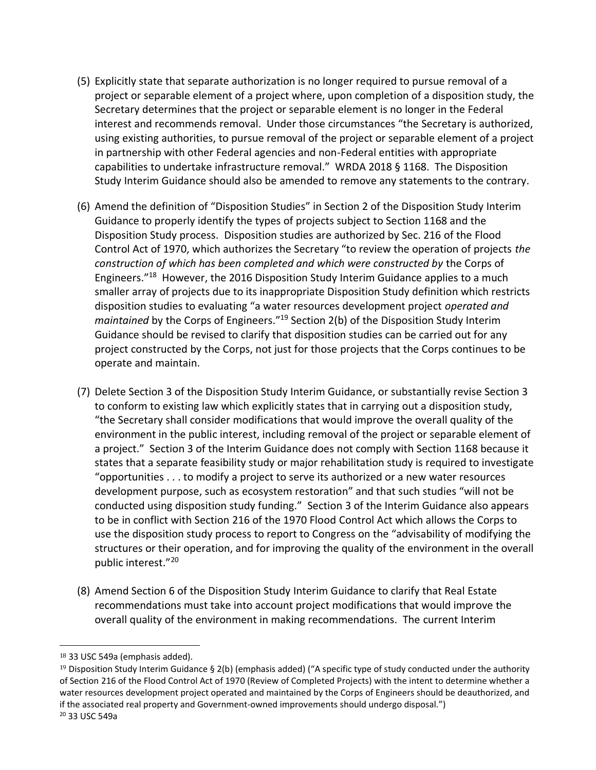(5) Explicitly state that separate authorization is no longer required to pursue removal of a project or separable element of a project where, upon completion of a disposition study, the Secretary determines that the project or separable element is no longer in the Federal interest and recommends removal. Under those circumstances "the Secretary is authorized, using existing authorities, to pursue removal of the project or separable element of a project in partnership with other Federal agencies and non-Federal entities with appropriate capabilities to undertake infrastructure removal." WRDA 2018 § 1168. The Disposition Study Interim Guidance should also be amended to remove any statements to the contrary.

(6) Amend the definition of "Disposition Studies" in Section 2 of the Disposition Study Interim Guidance to properly identify the types of projects subject to Section 1168 and the Disposition Study process. Disposition studies are authorized by Sec. 216 of the Flood Control Act of 1970, which authorizes the Secretary "to review the operation of projects *the construction of which has been completed and which were constructed by* the Corps of Engineers."[18] However, the 2016 Disposition Study Interim Guidance applies to a much smaller array of projects due to its inappropriate Disposition Study definition which restricts disposition studies to evaluating "a water resources development project *operated and maintained* by the Corps of Engineers."[19] Section 2(b) of the Disposition Study Interim Guidance should be revised to clarify that disposition studies can be carried out for any project constructed by the Corps, not just for those projects that the Corps continues to be operate and maintain.

(7) Delete Section 3 of the Disposition Study Interim Guidance, or substantially revise Section 3 to conform to existing law which explicitly states that in carrying out a disposition study, "the Secretary shall consider modifications that would improve the overall quality of the environment in the public interest, including removal of the project or separable element of a project." Section 3 of the Interim Guidance does not comply with Section 1168 because it states that a separate feasibility study or major rehabilitation study is required to investigate "opportunities . . . to modify a project to serve its authorized or a new water resources development purpose, such as ecosystem restoration" and that such studies "will not be conducted using disposition study funding." Section 3 of the Interim Guidance also appears to be in conflict with Section 216 of the 1970 Flood Control Act which allows the Corps to use the disposition study process to report to Congress on the "advisability of modifying the structures or their operation, and for improving the quality of the environment in the overall public interest."[20]

(8) Amend Section 6 of the Disposition Study Interim Guidance to clarify that Real Estate recommendations must take into account project modifications that would improve the overall quality of the environment in making recommendations. The current Interim

---

[18] 33 USC 549a (emphasis added).

[19] Disposition Study Interim Guidance § 2(b) (emphasis added) ("A specific type of study conducted under the authority of Section 216 of the Flood Control Act of 1970 (Review of Completed Projects) with the intent to determine whether a water resources development project operated and maintained by the Corps of Engineers should be deauthorized, and if the associated real property and Government-owned improvements should undergo disposal.")

[20] 33 USC 549a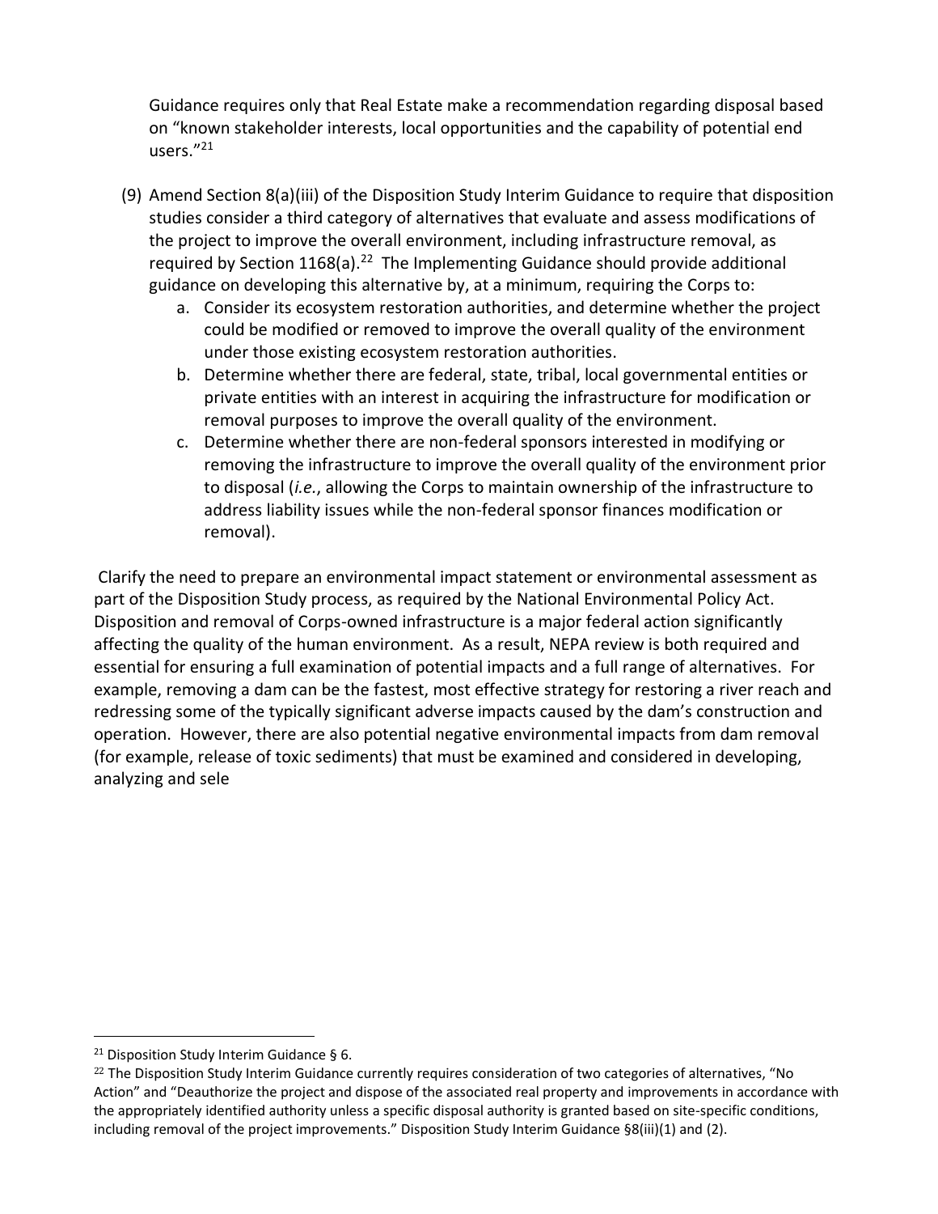Guidance requires only that Real Estate make a recommendation regarding disposal based on "known stakeholder interests, local opportunities and the capability of potential end users."[21]

(9) Amend Section 8(a)(iii) of the Disposition Study Interim Guidance to require that disposition studies consider a third category of alternatives that evaluate and assess modifications of the project to improve the overall environment, including infrastructure removal, as required by Section 1168(a).[22] The Implementing Guidance should provide additional guidance on developing this alternative by, at a minimum, requiring the Corps to:

   a. Consider its ecosystem restoration authorities, and determine whether the project could be modified or removed to improve the overall quality of the environment under those existing ecosystem restoration authorities.
   b. Determine whether there are federal, state, tribal, local governmental entities or private entities with an interest in acquiring the infrastructure for modification or removal purposes to improve the overall quality of the environment.
   c. Determine whether there are non-federal sponsors interested in modifying or removing the infrastructure to improve the overall quality of the environment prior to disposal (*i.e.*, allowing the Corps to maintain ownership of the infrastructure to address liability issues while the non-federal sponsor finances modification or removal).

Clarify the need to prepare an environmental impact statement or environmental assessment as part of the Disposition Study process, as required by the National Environmental Policy Act. Disposition and removal of Corps-owned infrastructure is a major federal action significantly affecting the quality of the human environment. As a result, NEPA review is both required and essential for ensuring a full examination of potential impacts and a full range of alternatives. For example, removing a dam can be the fastest, most effective strategy for restoring a river reach and redressing some of the typically significant adverse impacts caused by the dam's construction and operation. However, there are also potential negative environmental impacts from dam removal (for example, release of toxic sediments) that must be examined and considered in developing, analyzing and sele

---

[21] Disposition Study Interim Guidance § 6.

[22] The Disposition Study Interim Guidance currently requires consideration of two categories of alternatives, "No Action" and "Deauthorize the project and dispose of the associated real property and improvements in accordance with the appropriately identified authority unless a specific disposal authority is granted based on site-specific conditions, including removal of the project improvements." Disposition Study Interim Guidance §8(iii)(1) and (2).